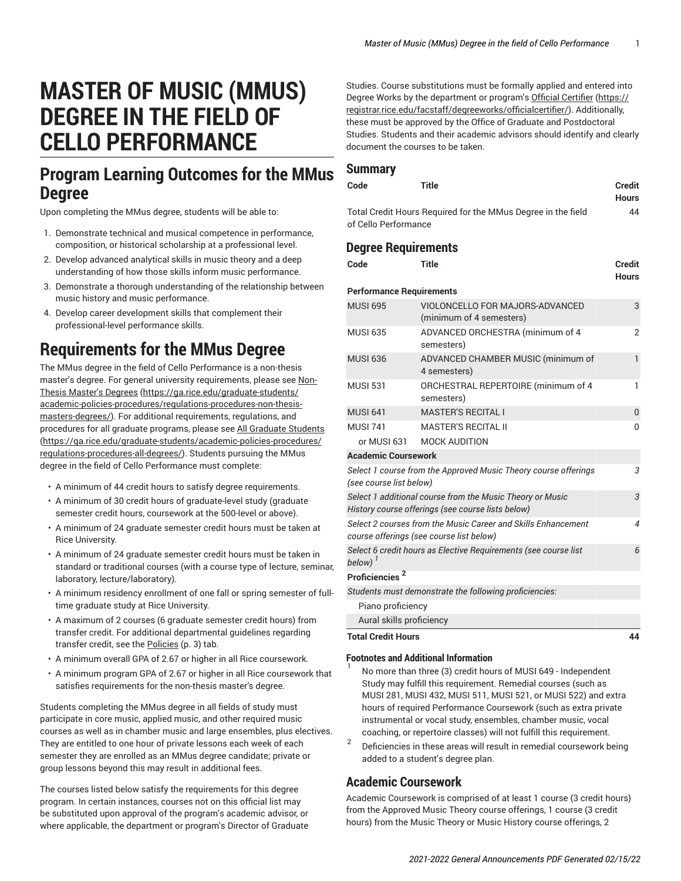# MASTER OF MUSIC (MMUS) DEGREE IN THE FIELD OF CELLO PERFORMANCE

## Program Learning Outcomes for the MMus Degree

Upon completing the MMus degree, students will be able to:

1. Demonstrate technical and musical competence in performance, composition, or historical scholarship at a professional level.
2. Develop advanced analytical skills in music theory and a deep understanding of how those skills inform music performance.
3. Demonstrate a thorough understanding of the relationship between music history and music performance.
4. Develop career development skills that complement their professional-level performance skills.

## Requirements for the MMus Degree

The MMus degree in the field of Cello Performance is a non-thesis master's degree. For general university requirements, please see Non-Thesis Master's Degrees (https://ga.rice.edu/graduate-students/academic-policies-procedures/regulations-procedures-non-thesis-masters-degrees/). For additional requirements, regulations, and procedures for all graduate programs, please see All Graduate Students (https://ga.rice.edu/graduate-students/academic-policies-procedures/regulations-procedures-all-degrees/). Students pursuing the MMus degree in the field of Cello Performance must complete:

- A minimum of 44 credit hours to satisfy degree requirements.
- A minimum of 30 credit hours of graduate-level study (graduate semester credit hours, coursework at the 500-level or above).
- A minimum of 24 graduate semester credit hours must be taken at Rice University.
- A minimum of 24 graduate semester credit hours must be taken in standard or traditional courses (with a course type of lecture, seminar, laboratory, lecture/laboratory).
- A minimum residency enrollment of one fall or spring semester of full-time graduate study at Rice University.
- A maximum of 2 courses (6 graduate semester credit hours) from transfer credit. For additional departmental guidelines regarding transfer credit, see the Policies (p. 3) tab.
- A minimum overall GPA of 2.67 or higher in all Rice coursework.
- A minimum program GPA of 2.67 or higher in all Rice coursework that satisfies requirements for the non-thesis master's degree.

Students completing the MMus degree in all fields of study must participate in core music, applied music, and other required music courses as well as in chamber music and large ensembles, plus electives. They are entitled to one hour of private lessons each week of each semester they are enrolled as an MMus degree candidate; private or group lessons beyond this may result in additional fees.

The courses listed below satisfy the requirements for this degree program. In certain instances, courses not on this official list may be substituted upon approval of the program's academic advisor, or where applicable, the department or program's Director of Graduate Studies. Course substitutions must be formally applied and entered into Degree Works by the department or program's Official Certifier (https://registrar.rice.edu/facstaff/degreeworks/officialcertifier/). Additionally, these must be approved by the Office of Graduate and Postdoctoral Studies. Students and their academic advisors should identify and clearly document the courses to be taken.

### Summary

| Code | Title | Credit Hours |
|---|---|---|
| Total Credit Hours Required for the MMus Degree in the field of Cello Performance | | 44 |

### Degree Requirements

| Code | Title | Credit Hours |
|---|---|---|
| **Performance Requirements** | | |
| MUSI 695 | VIOLONCELLO FOR MAJORS-ADVANCED (minimum of 4 semesters) | 3 |
| MUSI 635 | ADVANCED ORCHESTRA (minimum of 4 semesters) | 2 |
| MUSI 636 | ADVANCED CHAMBER MUSIC (minimum of 4 semesters) | 1 |
| MUSI 531 | ORCHESTRAL REPERTOIRE (minimum of 4 semesters) | 1 |
| MUSI 641 | MASTER'S RECITAL I | 0 |
| MUSI 741 | MASTER'S RECITAL II | 0 |
| or MUSI 631 | MOCK AUDITION | |
| **Academic Coursework** | | |
| *Select 1 course from the Approved Music Theory course offerings (see course list below)* | | *3* |
| *Select 1 additional course from the Music Theory or Music History course offerings (see course lists below)* | | *3* |
| *Select 2 courses from the Music Career and Skills Enhancement course offerings (see course list below)* | | *4* |
| *Select 6 credit hours as Elective Requirements (see course list below) [1]* | | *6* |
| **Proficiencies [2]** | | |
| *Students must demonstrate the following proficiencies:* | | |
| Piano proficiency | | |
| Aural skills proficiency | | |
| **Total Credit Hours** | | **44** |

#### Footnotes and Additional Information

1. No more than three (3) credit hours of MUSI 649 - Independent Study may fulfill this requirement. Remedial courses (such as MUSI 281, MUSI 432, MUSI 511, MUSI 521, or MUSI 522) and extra hours of required Performance Coursework (such as extra private instrumental or vocal study, ensembles, chamber music, vocal coaching, or repertoire classes) will not fulfill this requirement.
2. Deficiencies in these areas will result in remedial coursework being added to a student's degree plan.

### Academic Coursework

Academic Coursework is comprised of at least 1 course (3 credit hours) from the Approved Music Theory course offerings, 1 course (3 credit hours) from the Music Theory or Music History course offerings, 2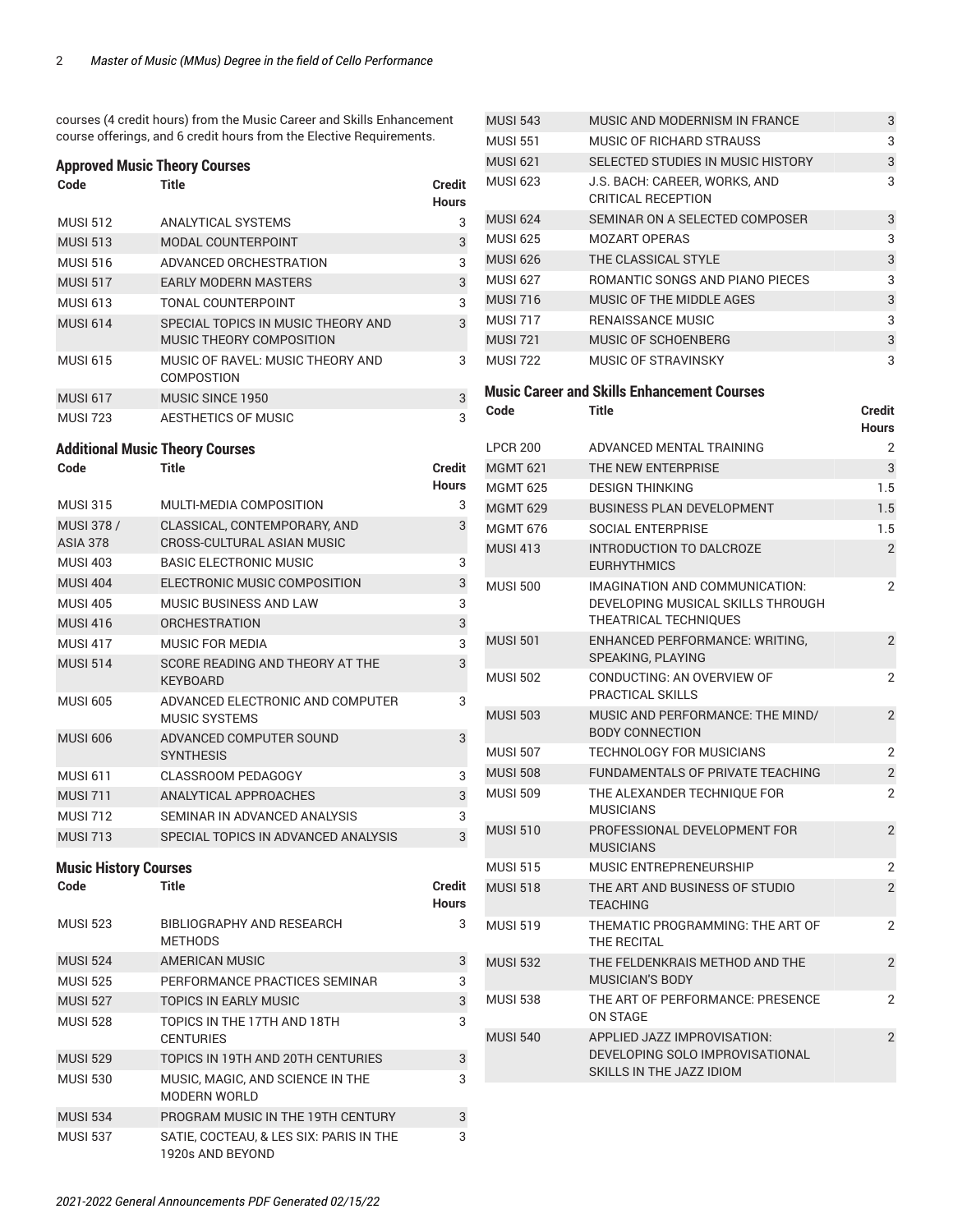courses (4 credit hours) from the Music Career and Skills Enhancement course offerings, and 6 credit hours from the Elective Requirements.

## Approved Music Theory Courses

| Code | Title | Credit Hours |
|---|---|---|
| MUSI 512 | ANALYTICAL SYSTEMS | 3 |
| MUSI 513 | MODAL COUNTERPOINT | 3 |
| MUSI 516 | ADVANCED ORCHESTRATION | 3 |
| MUSI 517 | EARLY MODERN MASTERS | 3 |
| MUSI 613 | TONAL COUNTERPOINT | 3 |
| MUSI 614 | SPECIAL TOPICS IN MUSIC THEORY AND MUSIC THEORY COMPOSITION | 3 |
| MUSI 615 | MUSIC OF RAVEL: MUSIC THEORY AND COMPOSTION | 3 |
| MUSI 617 | MUSIC SINCE 1950 | 3 |
| MUSI 723 | AESTHETICS OF MUSIC | 3 |

## Additional Music Theory Courses

| Code | Title | Credit Hours |
|---|---|---|
| MUSI 315 | MULTI-MEDIA COMPOSITION | 3 |
| MUSI 378 / ASIA 378 | CLASSICAL, CONTEMPORARY, AND CROSS-CULTURAL ASIAN MUSIC | 3 |
| MUSI 403 | BASIC ELECTRONIC MUSIC | 3 |
| MUSI 404 | ELECTRONIC MUSIC COMPOSITION | 3 |
| MUSI 405 | MUSIC BUSINESS AND LAW | 3 |
| MUSI 416 | ORCHESTRATION | 3 |
| MUSI 417 | MUSIC FOR MEDIA | 3 |
| MUSI 514 | SCORE READING AND THEORY AT THE KEYBOARD | 3 |
| MUSI 605 | ADVANCED ELECTRONIC AND COMPUTER MUSIC SYSTEMS | 3 |
| MUSI 606 | ADVANCED COMPUTER SOUND SYNTHESIS | 3 |
| MUSI 611 | CLASSROOM PEDAGOGY | 3 |
| MUSI 711 | ANALYTICAL APPROACHES | 3 |
| MUSI 712 | SEMINAR IN ADVANCED ANALYSIS | 3 |
| MUSI 713 | SPECIAL TOPICS IN ADVANCED ANALYSIS | 3 |

## Music History Courses

| Code | Title | Credit Hours |
|---|---|---|
| MUSI 523 | BIBLIOGRAPHY AND RESEARCH METHODS | 3 |
| MUSI 524 | AMERICAN MUSIC | 3 |
| MUSI 525 | PERFORMANCE PRACTICES SEMINAR | 3 |
| MUSI 527 | TOPICS IN EARLY MUSIC | 3 |
| MUSI 528 | TOPICS IN THE 17TH AND 18TH CENTURIES | 3 |
| MUSI 529 | TOPICS IN 19TH AND 20TH CENTURIES | 3 |
| MUSI 530 | MUSIC, MAGIC, AND SCIENCE IN THE MODERN WORLD | 3 |
| MUSI 534 | PROGRAM MUSIC IN THE 19TH CENTURY | 3 |
| MUSI 537 | SATIE, COCTEAU, & LES SIX: PARIS IN THE 1920s AND BEYOND | 3 |
| MUSI 543 | MUSIC AND MODERNISM IN FRANCE | 3 |
| MUSI 551 | MUSIC OF RICHARD STRAUSS | 3 |
| MUSI 621 | SELECTED STUDIES IN MUSIC HISTORY | 3 |
| MUSI 623 | J.S. BACH: CAREER, WORKS, AND CRITICAL RECEPTION | 3 |
| MUSI 624 | SEMINAR ON A SELECTED COMPOSER | 3 |
| MUSI 625 | MOZART OPERAS | 3 |
| MUSI 626 | THE CLASSICAL STYLE | 3 |
| MUSI 627 | ROMANTIC SONGS AND PIANO PIECES | 3 |
| MUSI 716 | MUSIC OF THE MIDDLE AGES | 3 |
| MUSI 717 | RENAISSANCE MUSIC | 3 |
| MUSI 721 | MUSIC OF SCHOENBERG | 3 |
| MUSI 722 | MUSIC OF STRAVINSKY | 3 |

## Music Career and Skills Enhancement Courses

| Code | Title | Credit Hours |
|---|---|---|
| LPCR 200 | ADVANCED MENTAL TRAINING | 2 |
| MGMT 621 | THE NEW ENTERPRISE | 3 |
| MGMT 625 | DESIGN THINKING | 1.5 |
| MGMT 629 | BUSINESS PLAN DEVELOPMENT | 1.5 |
| MGMT 676 | SOCIAL ENTERPRISE | 1.5 |
| MUSI 413 | INTRODUCTION TO DALCROZE EURHYTHMICS | 2 |
| MUSI 500 | IMAGINATION AND COMMUNICATION: DEVELOPING MUSICAL SKILLS THROUGH THEATRICAL TECHNIQUES | 2 |
| MUSI 501 | ENHANCED PERFORMANCE: WRITING, SPEAKING, PLAYING | 2 |
| MUSI 502 | CONDUCTING: AN OVERVIEW OF PRACTICAL SKILLS | 2 |
| MUSI 503 | MUSIC AND PERFORMANCE: THE MIND/BODY CONNECTION | 2 |
| MUSI 507 | TECHNOLOGY FOR MUSICIANS | 2 |
| MUSI 508 | FUNDAMENTALS OF PRIVATE TEACHING | 2 |
| MUSI 509 | THE ALEXANDER TECHNIQUE FOR MUSICIANS | 2 |
| MUSI 510 | PROFESSIONAL DEVELOPMENT FOR MUSICIANS | 2 |
| MUSI 515 | MUSIC ENTREPRENEURSHIP | 2 |
| MUSI 518 | THE ART AND BUSINESS OF STUDIO TEACHING | 2 |
| MUSI 519 | THEMATIC PROGRAMMING: THE ART OF THE RECITAL | 2 |
| MUSI 532 | THE FELDENKRAIS METHOD AND THE MUSICIAN'S BODY | 2 |
| MUSI 538 | THE ART OF PERFORMANCE: PRESENCE ON STAGE | 2 |
| MUSI 540 | APPLIED JAZZ IMPROVISATION: DEVELOPING SOLO IMPROVISATIONAL SKILLS IN THE JAZZ IDIOM | 2 |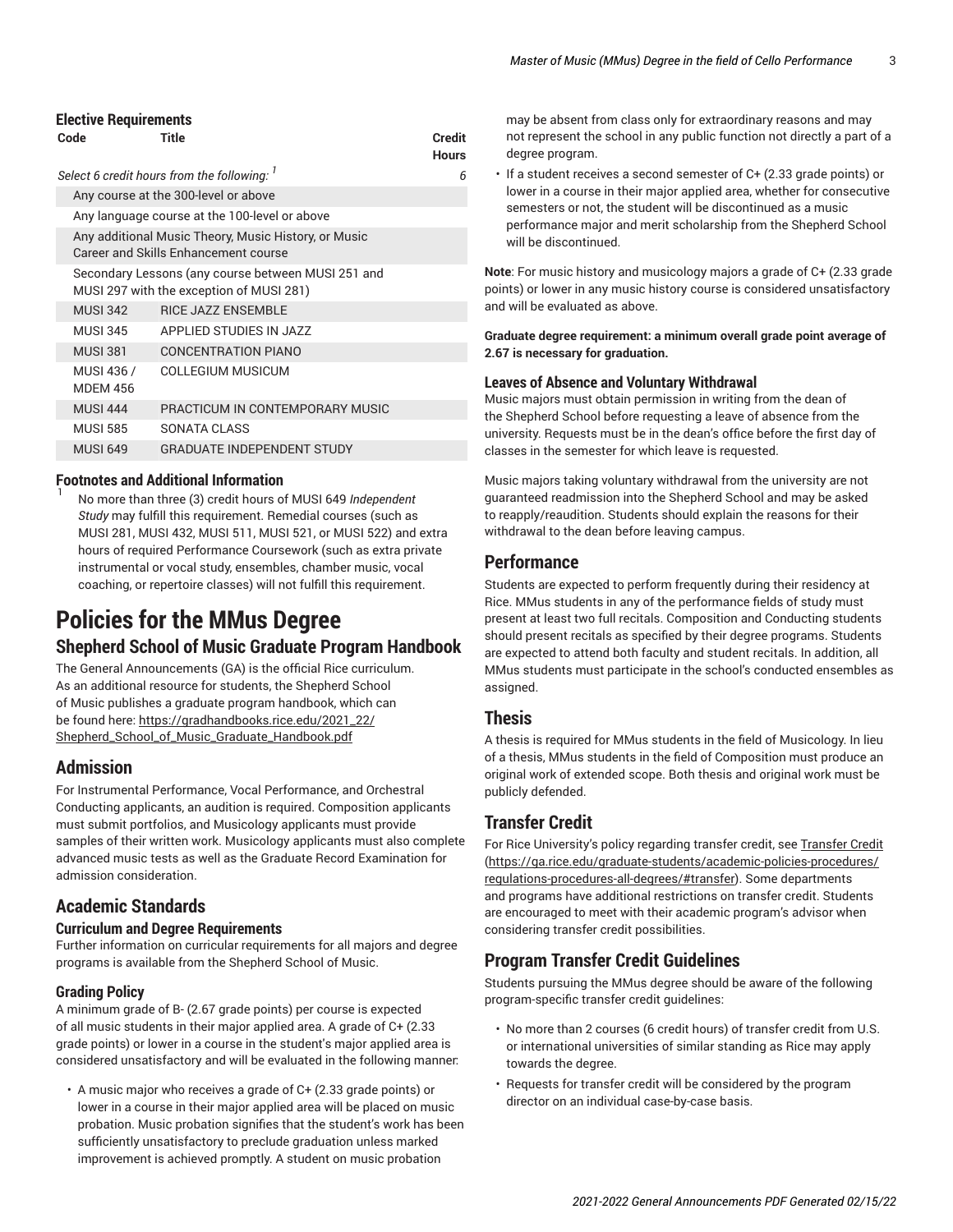### Elective Requirements

| Code | Title | Credit Hours |
|---|---|---|
| *Select 6 credit hours from the following:* [1] | | 6 |
| Any course at the 300-level or above | | |
| Any language course at the 100-level or above | | |
| Any additional Music Theory, Music History, or Music Career and Skills Enhancement course | | |
| Secondary Lessons (any course between MUSI 251 and MUSI 297 with the exception of MUSI 281) | | |
| MUSI 342 | RICE JAZZ ENSEMBLE | |
| MUSI 345 | APPLIED STUDIES IN JAZZ | |
| MUSI 381 | CONCENTRATION PIANO | |
| MUSI 436 / MDEM 456 | COLLEGIUM MUSICUM | |
| MUSI 444 | PRACTICUM IN CONTEMPORARY MUSIC | |
| MUSI 585 | SONATA CLASS | |
| MUSI 649 | GRADUATE INDEPENDENT STUDY | |

### Footnotes and Additional Information

[1] No more than three (3) credit hours of MUSI 649 *Independent Study* may fulfill this requirement. Remedial courses (such as MUSI 281, MUSI 432, MUSI 511, MUSI 521, or MUSI 522) and extra hours of required Performance Coursework (such as extra private instrumental or vocal study, ensembles, chamber music, vocal coaching, or repertoire classes) will not fulfill this requirement.

# Policies for the MMus Degree

## Shepherd School of Music Graduate Program Handbook

The General Announcements (GA) is the official Rice curriculum. As an additional resource for students, the Shepherd School of Music publishes a graduate program handbook, which can be found here: https://gradhandbooks.rice.edu/2021_22/Shepherd_School_of_Music_Graduate_Handbook.pdf

## Admission

For Instrumental Performance, Vocal Performance, and Orchestral Conducting applicants, an audition is required. Composition applicants must submit portfolios, and Musicology applicants must provide samples of their written work. Musicology applicants must also complete advanced music tests as well as the Graduate Record Examination for admission consideration.

## Academic Standards

### Curriculum and Degree Requirements

Further information on curricular requirements for all majors and degree programs is available from the Shepherd School of Music.

### Grading Policy

A minimum grade of B- (2.67 grade points) per course is expected of all music students in their major applied area. A grade of C+ (2.33 grade points) or lower in a course in the student's major applied area is considered unsatisfactory and will be evaluated in the following manner:

- A music major who receives a grade of C+ (2.33 grade points) or lower in a course in their major applied area will be placed on music probation. Music probation signifies that the student's work has been sufficiently unsatisfactory to preclude graduation unless marked improvement is achieved promptly. A student on music probation may be absent from class only for extraordinary reasons and may not represent the school in any public function not directly a part of a degree program.
- If a student receives a second semester of C+ (2.33 grade points) or lower in a course in their major applied area, whether for consecutive semesters or not, the student will be discontinued as a music performance major and merit scholarship from the Shepherd School will be discontinued.

**Note**: For music history and musicology majors a grade of C+ (2.33 grade points) or lower in any music history course is considered unsatisfactory and will be evaluated as above.

**Graduate degree requirement: a minimum overall grade point average of 2.67 is necessary for graduation.**

### Leaves of Absence and Voluntary Withdrawal

Music majors must obtain permission in writing from the dean of the Shepherd School before requesting a leave of absence from the university. Requests must be in the dean's office before the first day of classes in the semester for which leave is requested.

Music majors taking voluntary withdrawal from the university are not guaranteed readmission into the Shepherd School and may be asked to reapply/reaudition. Students should explain the reasons for their withdrawal to the dean before leaving campus.

## Performance

Students are expected to perform frequently during their residency at Rice. MMus students in any of the performance fields of study must present at least two full recitals. Composition and Conducting students should present recitals as specified by their degree programs. Students are expected to attend both faculty and student recitals. In addition, all MMus students must participate in the school's conducted ensembles as assigned.

## Thesis

A thesis is required for MMus students in the field of Musicology. In lieu of a thesis, MMus students in the field of Composition must produce an original work of extended scope. Both thesis and original work must be publicly defended.

## Transfer Credit

For Rice University's policy regarding transfer credit, see Transfer Credit (https://ga.rice.edu/graduate-students/academic-policies-procedures/regulations-procedures-all-degrees/#transfer). Some departments and programs have additional restrictions on transfer credit. Students are encouraged to meet with their academic program's advisor when considering transfer credit possibilities.

## Program Transfer Credit Guidelines

Students pursuing the MMus degree should be aware of the following program-specific transfer credit guidelines:

- No more than 2 courses (6 credit hours) of transfer credit from U.S. or international universities of similar standing as Rice may apply towards the degree.
- Requests for transfer credit will be considered by the program director on an individual case-by-case basis.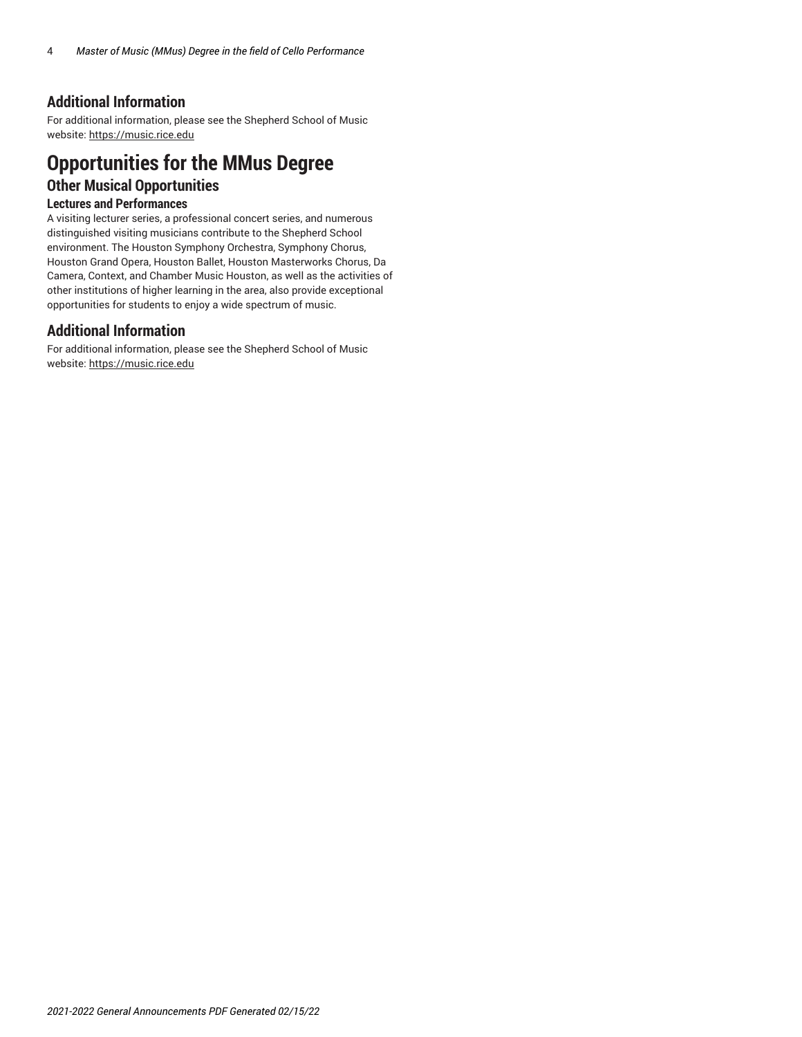### Additional Information

For additional information, please see the Shepherd School of Music website: https://music.rice.edu

## Opportunities for the MMus Degree

### Other Musical Opportunities

#### Lectures and Performances

A visiting lecturer series, a professional concert series, and numerous distinguished visiting musicians contribute to the Shepherd School environment. The Houston Symphony Orchestra, Symphony Chorus, Houston Grand Opera, Houston Ballet, Houston Masterworks Chorus, Da Camera, Context, and Chamber Music Houston, as well as the activities of other institutions of higher learning in the area, also provide exceptional opportunities for students to enjoy a wide spectrum of music.

### Additional Information

For additional information, please see the Shepherd School of Music website: https://music.rice.edu